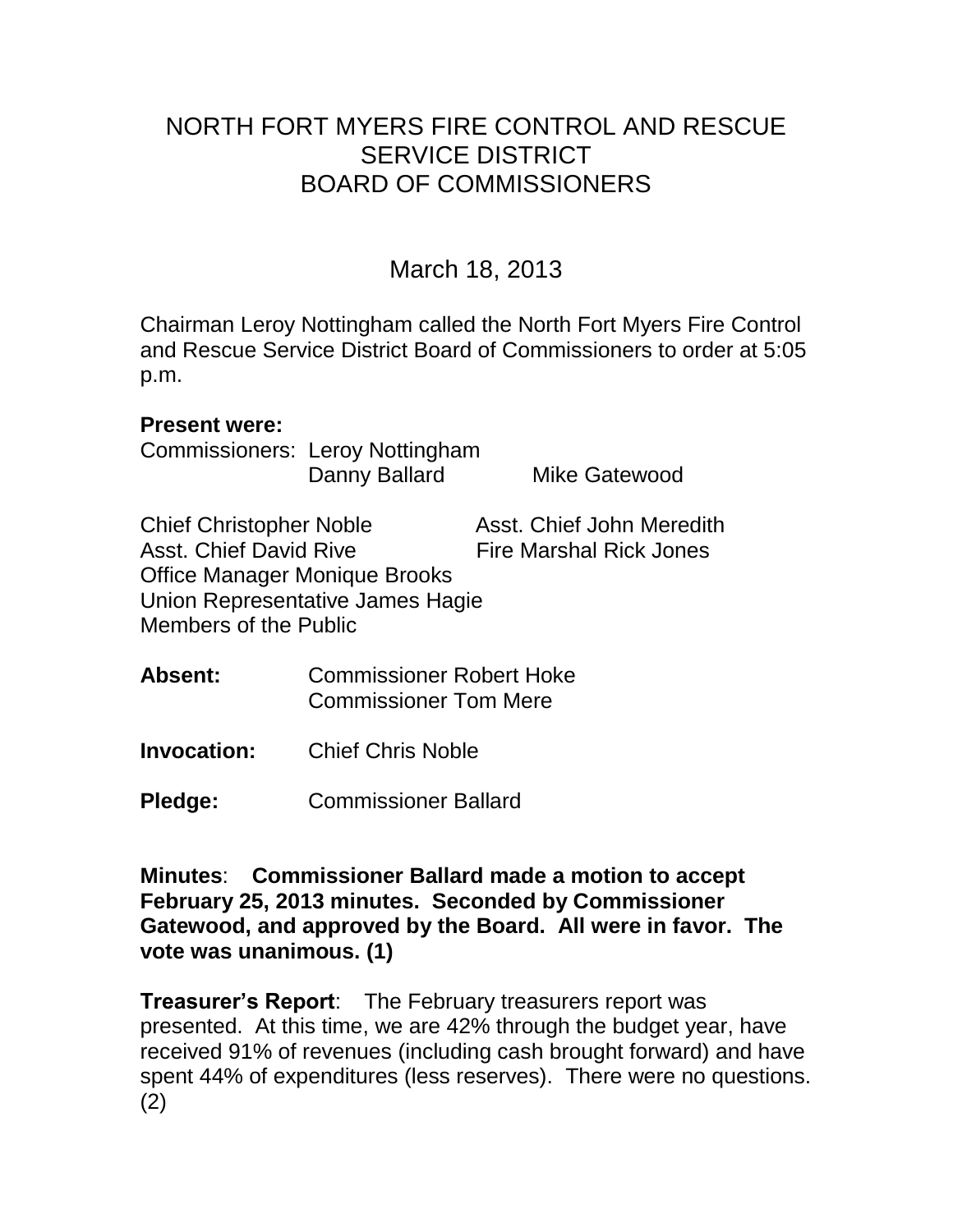# NORTH FORT MYERS FIRE CONTROL AND RESCUE SERVICE DISTRICT BOARD OF COMMISSIONERS

March 18, 2013

Chairman Leroy Nottingham called the North Fort Myers Fire Control and Rescue Service District Board of Commissioners to order at 5:05 p.m.

**Present were:**

Commissioners: Leroy Nottingham
Danny Ballard    Mike Gatewood

Chief Christopher Noble    Asst. Chief John Meredith
Asst. Chief David Rive    Fire Marshal Rick Jones
Office Manager Monique Brooks
Union Representative James Hagie
Members of the Public

**Absent:** Commissioner Robert Hoke
Commissioner Tom Mere

**Invocation:** Chief Chris Noble

**Pledge:** Commissioner Ballard

**Minutes**: **Commissioner Ballard made a motion to accept February 25, 2013 minutes. Seconded by Commissioner Gatewood, and approved by the Board. All were in favor. The vote was unanimous. (1)**

**Treasurer's Report**: The February treasurers report was presented. At this time, we are 42% through the budget year, have received 91% of revenues (including cash brought forward) and have spent 44% of expenditures (less reserves). There were no questions. (2)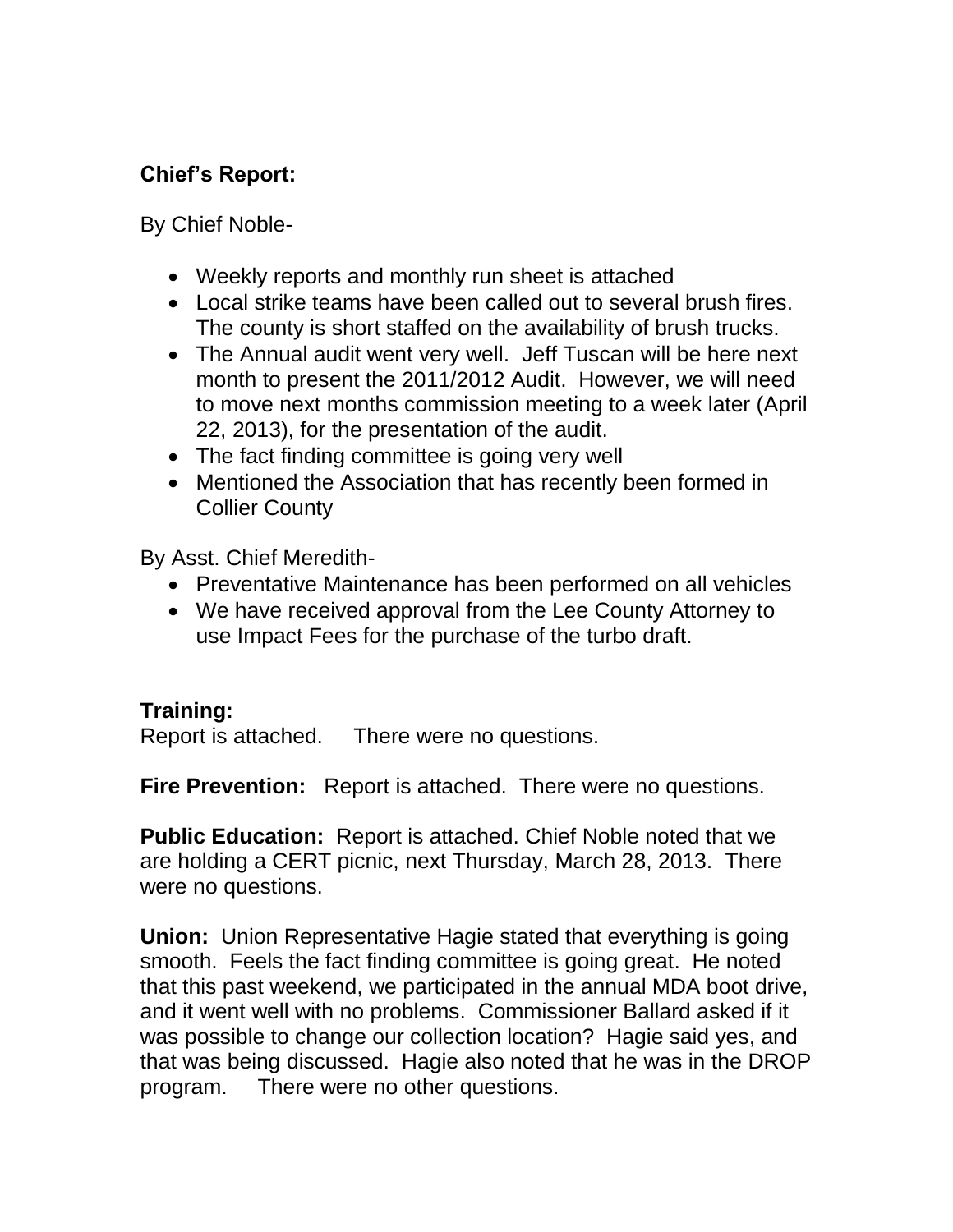**Chief's Report:**

By Chief Noble-

- Weekly reports and monthly run sheet is attached
- Local strike teams have been called out to several brush fires. The county is short staffed on the availability of brush trucks.
- The Annual audit went very well. Jeff Tuscan will be here next month to present the 2011/2012 Audit. However, we will need to move next months commission meeting to a week later (April 22, 2013), for the presentation of the audit.
- The fact finding committee is going very well
- Mentioned the Association that has recently been formed in Collier County

By Asst. Chief Meredith-

- Preventative Maintenance has been performed on all vehicles
- We have received approval from the Lee County Attorney to use Impact Fees for the purchase of the turbo draft.

**Training:**
Report is attached. There were no questions.

**Fire Prevention:** Report is attached. There were no questions.

**Public Education:** Report is attached. Chief Noble noted that we are holding a CERT picnic, next Thursday, March 28, 2013. There were no questions.

**Union:** Union Representative Hagie stated that everything is going smooth. Feels the fact finding committee is going great. He noted that this past weekend, we participated in the annual MDA boot drive, and it went well with no problems. Commissioner Ballard asked if it was possible to change our collection location? Hagie said yes, and that was being discussed. Hagie also noted that he was in the DROP program. There were no other questions.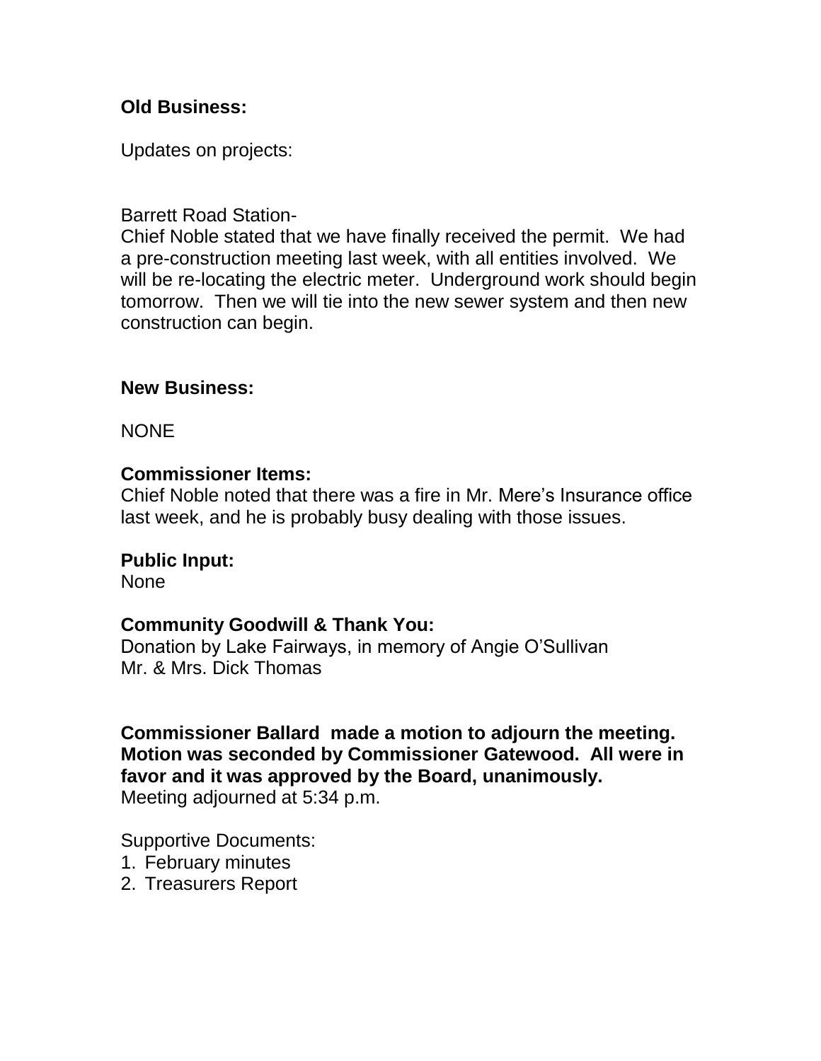**Old Business:**

Updates on projects:

Barrett Road Station-
Chief Noble stated that we have finally received the permit. We had a pre-construction meeting last week, with all entities involved. We will be re-locating the electric meter. Underground work should begin tomorrow. Then we will tie into the new sewer system and then new construction can begin.

**New Business:**

NONE

**Commissioner Items:**
Chief Noble noted that there was a fire in Mr. Mere's Insurance office last week, and he is probably busy dealing with those issues.

**Public Input:**
None

**Community Goodwill & Thank You:**
Donation by Lake Fairways, in memory of Angie O'Sullivan
Mr. & Mrs. Dick Thomas

**Commissioner Ballard made a motion to adjourn the meeting. Motion was seconded by Commissioner Gatewood. All were in favor and it was approved by the Board, unanimously.**
Meeting adjourned at 5:34 p.m.

Supportive Documents:
1. February minutes
2. Treasurers Report